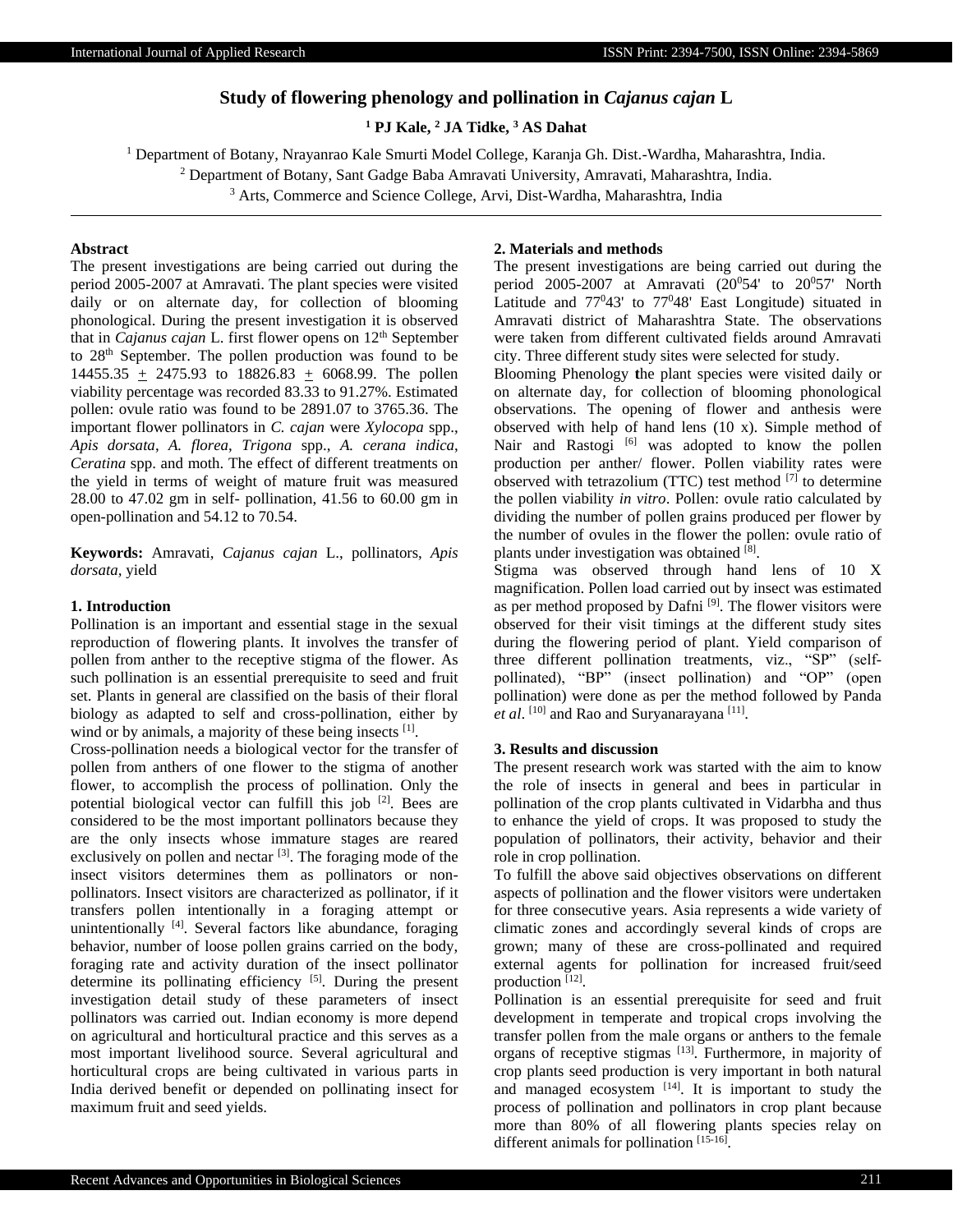# Study of flowering phenology and pollination in *Cajanus cajan* L

[1] PJ Kale, [2] JA Tidke, [3] AS Dahat

[1] Department of Botany, Nrayanrao Kale Smurti Model College, Karanja Gh. Dist.-Wardha, Maharashtra, India.
[2] Department of Botany, Sant Gadge Baba Amravati University, Amravati, Maharashtra, India.
[3] Arts, Commerce and Science College, Arvi, Dist-Wardha, Maharashtra, India

## Abstract

The present investigations are being carried out during the period 2005-2007 at Amravati. The plant species were visited daily or on alternate day, for collection of blooming phonological. During the present investigation it is observed that in *Cajanus cajan* L. first flower opens on 12th September to 28th September. The pollen production was found to be 14455.35 $\pm$ 2475.93 to 18826.83 $\pm$ 6068.99. The pollen viability percentage was recorded 83.33 to 91.27%. Estimated pollen: ovule ratio was found to be 2891.07 to 3765.36. The important flower pollinators in *C. cajan* were *Xylocopa* spp., *Apis dorsata*, *A. florea*, *Trigona* spp., *A. cerana indica*, *Ceratina* spp. and moth. The effect of different treatments on the yield in terms of weight of mature fruit was measured 28.00 to 47.02 gm in self- pollination, 41.56 to 60.00 gm in open-pollination and 54.12 to 70.54.

**Keywords:** Amravati, *Cajanus cajan* L., pollinators, *Apis dorsata*, yield

## 1. Introduction

Pollination is an important and essential stage in the sexual reproduction of flowering plants. It involves the transfer of pollen from anther to the receptive stigma of the flower. As such pollination is an essential prerequisite to seed and fruit set. Plants in general are classified on the basis of their floral biology as adapted to self and cross-pollination, either by wind or by animals, a majority of these being insects [1].

Cross-pollination needs a biological vector for the transfer of pollen from anthers of one flower to the stigma of another flower, to accomplish the process of pollination. Only the potential biological vector can fulfill this job [2]. Bees are considered to be the most important pollinators because they are the only insects whose immature stages are reared exclusively on pollen and nectar [3]. The foraging mode of the insect visitors determines them as pollinators or non-pollinators. Insect visitors are characterized as pollinator, if it transfers pollen intentionally in a foraging attempt or unintentionally [4]. Several factors like abundance, foraging behavior, number of loose pollen grains carried on the body, foraging rate and activity duration of the insect pollinator determine its pollinating efficiency [5]. During the present investigation detail study of these parameters of insect pollinators was carried out. Indian economy is more depend on agricultural and horticultural practice and this serves as a most important livelihood source. Several agricultural and horticultural crops are being cultivated in various parts in India derived benefit or depended on pollinating insect for maximum fruit and seed yields.

## 2. Materials and methods

The present investigations are being carried out during the period 2005-2007 at Amravati (20$^0$54' to 20$^0$57' North Latitude and 77$^0$43' to 77$^0$48' East Longitude) situated in Amravati district of Maharashtra State. The observations were taken from different cultivated fields around Amravati city. Three different study sites were selected for study.

Blooming Phenology the plant species were visited daily or on alternate day, for collection of blooming phonological observations. The opening of flower and anthesis were observed with help of hand lens (10 x). Simple method of Nair and Rastogi [6] was adopted to know the pollen production per anther/ flower. Pollen viability rates were observed with tetrazolium (TTC) test method [7] to determine the pollen viability *in vitro*. Pollen: ovule ratio calculated by dividing the number of pollen grains produced per flower by the number of ovules in the flower the pollen: ovule ratio of plants under investigation was obtained [8].

Stigma was observed through hand lens of 10 X magnification. Pollen load carried out by insect was estimated as per method proposed by Dafni [9]. The flower visitors were observed for their visit timings at the different study sites during the flowering period of plant. Yield comparison of three different pollination treatments, viz., "SP" (self-pollinated), "BP" (insect pollination) and "OP" (open pollination) were done as per the method followed by Panda *et al*. [10] and Rao and Suryanarayana [11].

## 3. Results and discussion

The present research work was started with the aim to know the role of insects in general and bees in particular in pollination of the crop plants cultivated in Vidarbha and thus to enhance the yield of crops. It was proposed to study the population of pollinators, their activity, behavior and their role in crop pollination.

To fulfill the above said objectives observations on different aspects of pollination and the flower visitors were undertaken for three consecutive years. Asia represents a wide variety of climatic zones and accordingly several kinds of crops are grown; many of these are cross-pollinated and required external agents for pollination for increased fruit/seed production [12].

Pollination is an essential prerequisite for seed and fruit development in temperate and tropical crops involving the transfer pollen from the male organs or anthers to the female organs of receptive stigmas [13]. Furthermore, in majority of crop plants seed production is very important in both natural and managed ecosystem [14]. It is important to study the process of pollination and pollinators in crop plant because more than 80% of all flowering plants species relay on different animals for pollination [15-16].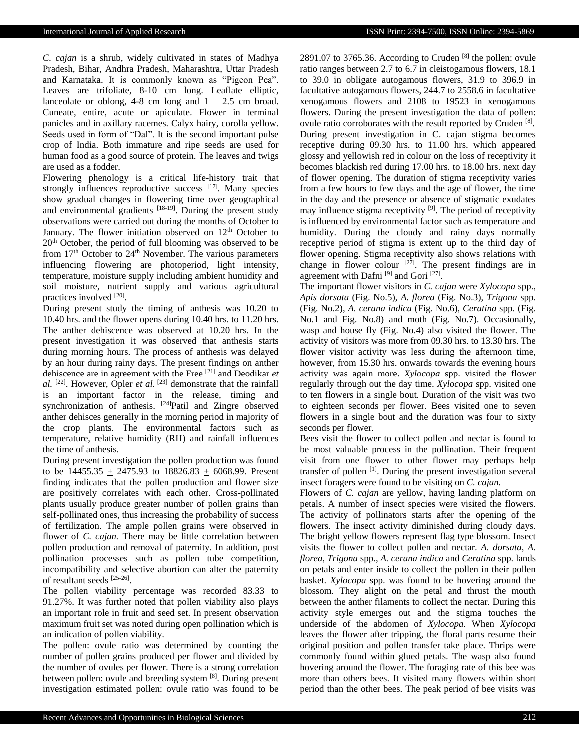*C. cajan* is a shrub, widely cultivated in states of Madhya Pradesh, Bihar, Andhra Pradesh, Maharashtra, Uttar Pradesh and Karnataka. It is commonly known as "Pigeon Pea". Leaves are trifoliate, 8-10 cm long. Leaflate elliptic, lanceolate or oblong, 4-8 cm long and 1 – 2.5 cm broad. Cuneate, entire, acute or apiculate. Flower in terminal panicles and in axillary racemes. Calyx hairy, corolla yellow. Seeds used in form of "Dal". It is the second important pulse crop of India. Both immature and ripe seeds are used for human food as a good source of protein. The leaves and twigs are used as a fodder.

Flowering phenology is a critical life-history trait that strongly influences reproductive success [17]. Many species show gradual changes in flowering time over geographical and environmental gradients [18-19]. During the present study observations were carried out during the months of October to January. The flower initiation observed on 12th October to 20th October, the period of full blooming was observed to be from 17th October to 24th November. The various parameters influencing flowering are photoperiod, light intensity, temperature, moisture supply including ambient humidity and soil moisture, nutrient supply and various agricultural practices involved [20].

During present study the timing of anthesis was 10.20 to 10.40 hrs. and the flower opens during 10.40 hrs. to 11.20 hrs. The anther dehiscence was observed at 10.20 hrs. In the present investigation it was observed that anthesis starts during morning hours. The process of anthesis was delayed by an hour during rainy days. The present findings on anther dehiscence are in agreement with the Free [21] and Deodikar *et al.* [22]. However, Opler *et al.* [23] demonstrate that the rainfall is an important factor in the release, timing and synchronization of anthesis. [24]Patil and Zingre observed anther dehisces generally in the morning period in majority of the crop plants. The environmental factors such as temperature, relative humidity (RH) and rainfall influences the time of anthesis.

During present investigation the pollen production was found to be 14455.35 $\pm$ 2475.93 to 18826.83 $\pm$ 6068.99. Present finding indicates that the pollen production and flower size are positively correlates with each other. Cross-pollinated plants usually produce greater number of pollen grains than self-pollinated ones, thus increasing the probability of success of fertilization. The ample pollen grains were observed in flower of *C. cajan.* There may be little correlation between pollen production and removal of paternity. In addition, post pollination processes such as pollen tube competition, incompatibility and selective abortion can alter the paternity of resultant seeds [25-26].

The pollen viability percentage was recorded 83.33 to 91.27%. It was further noted that pollen viability also plays an important role in fruit and seed set. In present observation maximum fruit set was noted during open pollination which is an indication of pollen viability.

The pollen: ovule ratio was determined by counting the number of pollen grains produced per flower and divided by the number of ovules per flower. There is a strong correlation between pollen: ovule and breeding system [8]. During present investigation estimated pollen: ovule ratio was found to be 2891.07 to 3765.36. According to Cruden [8] the pollen: ovule ratio ranges between 2.7 to 6.7 in cleistogamous flowers, 18.1 to 39.0 in obligate autogamous flowers, 31.9 to 396.9 in facultative autogamous flowers, 244.7 to 2558.6 in facultative xenogamous flowers and 2108 to 19523 in xenogamous flowers. During the present investigation the data of pollen: ovule ratio corroborates with the result reported by Cruden [8].

During present investigation in C. cajan stigma becomes receptive during 09.30 hrs. to 11.00 hrs. which appeared glossy and yellowish red in colour on the loss of receptivity it becomes blackish red during 17.00 hrs. to 18.00 hrs. next day of flower opening. The duration of stigma receptivity varies from a few hours to few days and the age of flower, the time in the day and the presence or absence of stigmatic exudates may influence stigma receptivity [9]. The period of receptivity is influenced by environmental factor such as temperature and humidity. During the cloudy and rainy days normally receptive period of stigma is extent up to the third day of flower opening. Stigma receptivity also shows relations with change in flower colour [27]. The present findings are in agreement with Dafni [9] and Gori [27].

The important flower visitors in *C. cajan* were *Xylocopa* spp., *Apis dorsata* (Fig. No.5), *A. florea* (Fig. No.3), *Trigona* spp. (Fig. No.2), *A. cerana indica* (Fig. No.6), *Ceratina* spp. (Fig. No.1 and Fig. No.8) and moth (Fig. No.7). Occasionally, wasp and house fly (Fig. No.4) also visited the flower. The activity of visitors was more from 09.30 hrs. to 13.30 hrs. The flower visitor activity was less during the afternoon time, however, from 15.30 hrs. onwards towards the evening hours activity was again more. *Xylocopa* spp. visited the flower regularly through out the day time. *Xylocopa* spp. visited one to ten flowers in a single bout. Duration of the visit was two to eighteen seconds per flower. Bees visited one to seven flowers in a single bout and the duration was four to sixty seconds per flower.

Bees visit the flower to collect pollen and nectar is found to be most valuable process in the pollination. Their frequent visit from one flower to other flower may perhaps help transfer of pollen [1]. During the present investigation several insect foragers were found to be visiting on *C. cajan.*

Flowers of *C. cajan* are yellow, having landing platform on petals. A number of insect species were visited the flowers. The activity of pollinators starts after the opening of the flowers. The insect activity diminished during cloudy days. The bright yellow flowers represent flag type blossom. Insect visits the flower to collect pollen and nectar. *A. dorsata*, *A. florea*, *Trigona* spp., *A. cerana indica* and *Ceratina* spp. lands on petals and enter inside to collect the pollen in their pollen basket. *Xylocopa* spp. was found to be hovering around the blossom. They alight on the petal and thrust the mouth between the anther filaments to collect the nectar. During this activity style emerges out and the stigma touches the underside of the abdomen of *Xylocopa*. When *Xylocopa* leaves the flower after tripping, the floral parts resume their original position and pollen transfer take place. Thrips were commonly found within glued petals. The wasp also found hovering around the flower. The foraging rate of this bee was more than others bees. It visited many flowers within short period than the other bees. The peak period of bee visits was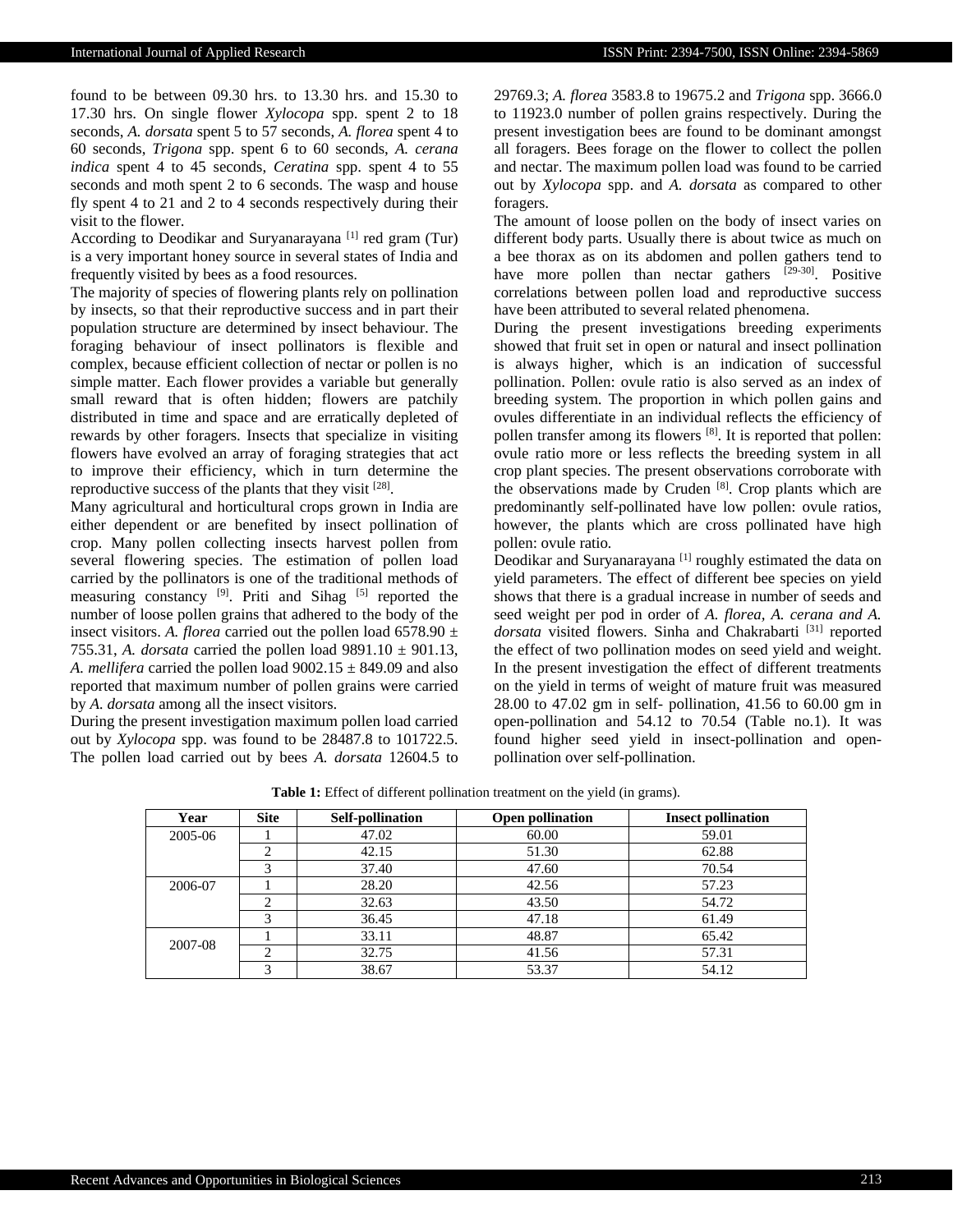found to be between 09.30 hrs. to 13.30 hrs. and 15.30 to 17.30 hrs. On single flower *Xylocopa* spp. spent 2 to 18 seconds, *A. dorsata* spent 5 to 57 seconds, *A. florea* spent 4 to 60 seconds, *Trigona* spp. spent 6 to 60 seconds, *A. cerana indica* spent 4 to 45 seconds, *Ceratina* spp. spent 4 to 55 seconds and moth spent 2 to 6 seconds. The wasp and house fly spent 4 to 21 and 2 to 4 seconds respectively during their visit to the flower.

According to Deodikar and Suryanarayana [1] red gram (Tur) is a very important honey source in several states of India and frequently visited by bees as a food resources.

The majority of species of flowering plants rely on pollination by insects, so that their reproductive success and in part their population structure are determined by insect behaviour. The foraging behaviour of insect pollinators is flexible and complex, because efficient collection of nectar or pollen is no simple matter. Each flower provides a variable but generally small reward that is often hidden; flowers are patchily distributed in time and space and are erratically depleted of rewards by other foragers. Insects that specialize in visiting flowers have evolved an array of foraging strategies that act to improve their efficiency, which in turn determine the reproductive success of the plants that they visit [28].

Many agricultural and horticultural crops grown in India are either dependent or are benefited by insect pollination of crop. Many pollen collecting insects harvest pollen from several flowering species. The estimation of pollen load carried by the pollinators is one of the traditional methods of measuring constancy [9]. Priti and Sihag [5] reported the number of loose pollen grains that adhered to the body of the insect visitors. *A. florea* carried out the pollen load 6578.90 ± 755.31, *A. dorsata* carried the pollen load 9891.10 ± 901.13, *A. mellifera* carried the pollen load 9002.15 ± 849.09 and also reported that maximum number of pollen grains were carried by *A. dorsata* among all the insect visitors.

During the present investigation maximum pollen load carried out by *Xylocopa* spp. was found to be 28487.8 to 101722.5. The pollen load carried out by bees *A. dorsata* 12604.5 to 29769.3; *A. florea* 3583.8 to 19675.2 and *Trigona* spp. 3666.0 to 11923.0 number of pollen grains respectively. During the present investigation bees are found to be dominant amongst all foragers. Bees forage on the flower to collect the pollen and nectar. The maximum pollen load was found to be carried out by *Xylocopa* spp. and *A. dorsata* as compared to other foragers.

The amount of loose pollen on the body of insect varies on different body parts. Usually there is about twice as much on a bee thorax as on its abdomen and pollen gathers tend to have more pollen than nectar gathers [29-30]. Positive correlations between pollen load and reproductive success have been attributed to several related phenomena.

During the present investigations breeding experiments showed that fruit set in open or natural and insect pollination is always higher, which is an indication of successful pollination. Pollen: ovule ratio is also served as an index of breeding system. The proportion in which pollen gains and ovules differentiate in an individual reflects the efficiency of pollen transfer among its flowers [8]. It is reported that pollen: ovule ratio more or less reflects the breeding system in all crop plant species. The present observations corroborate with the observations made by Cruden [8]. Crop plants which are predominantly self-pollinated have low pollen: ovule ratios, however, the plants which are cross pollinated have high pollen: ovule ratio.

Deodikar and Suryanarayana [1] roughly estimated the data on yield parameters. The effect of different bee species on yield shows that there is a gradual increase in number of seeds and seed weight per pod in order of *A. florea, A. cerana and A. dorsata* visited flowers. Sinha and Chakrabarti [31] reported the effect of two pollination modes on seed yield and weight. In the present investigation the effect of different treatments on the yield in terms of weight of mature fruit was measured 28.00 to 47.02 gm in self- pollination, 41.56 to 60.00 gm in open-pollination and 54.12 to 70.54 (Table no.1). It was found higher seed yield in insect-pollination and open-pollination over self-pollination.

**Table 1:** Effect of different pollination treatment on the yield (in grams).

| Year | Site | Self-pollination | Open pollination | Insect pollination |
|---|---|---|---|---|
| 2005-06 | 1 | 47.02 | 60.00 | 59.01 |
| | 2 | 42.15 | 51.30 | 62.88 |
| | 3 | 37.40 | 47.60 | 70.54 |
| 2006-07 | 1 | 28.20 | 42.56 | 57.23 |
| | 2 | 32.63 | 43.50 | 54.72 |
| | 3 | 36.45 | 47.18 | 61.49 |
| 2007-08 | 1 | 33.11 | 48.87 | 65.42 |
| | 2 | 32.75 | 41.56 | 57.31 |
| | 3 | 38.67 | 53.37 | 54.12 |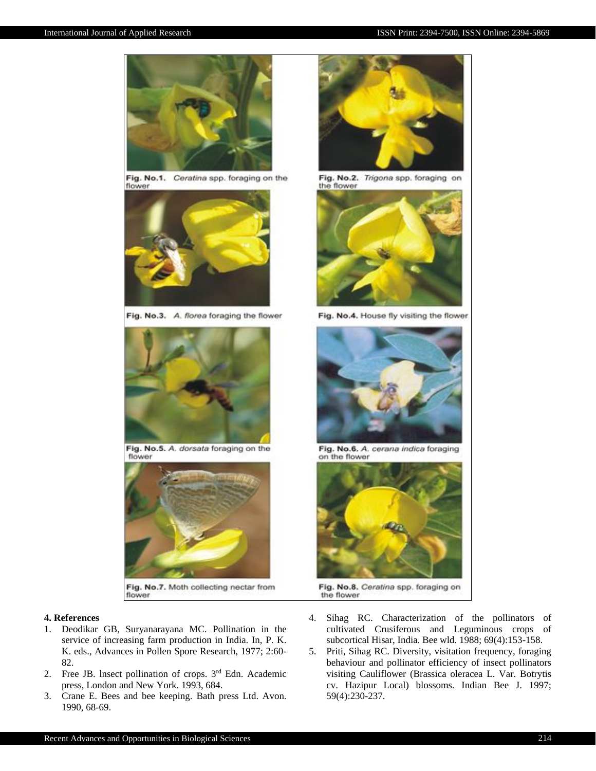Fig. No.1. *Ceratina* spp. foraging on the flower

Fig. No.2. *Trigona* spp. foraging on the flower

Fig. No.3. *A. florea* foraging the flower

Fig. No.4. House fly visiting the flower

Fig. No.5. *A. dorsata* foraging on the flower

Fig. No.6. *A. cerana indica* foraging on the flower

Fig. No.7. Moth collecting nectar from flower

Fig. No.8. *Ceratina* spp. foraging on the flower

## 4. References

1. Deodikar GB, Suryanarayana MC. Pollination in the service of increasing farm production in India. In, P. K. K. eds., Advances in Pollen Spore Research, 1977; 2:60-82.
2. Free JB. lnsect pollination of crops. 3rd Edn. Academic press, London and New York. 1993, 684.
3. Crane E. Bees and bee keeping. Bath press Ltd. Avon. 1990, 68-69.
4. Sihag RC. Characterization of the pollinators of cultivated Crusiferous and Leguminous crops of subcortical Hisar, India. Bee wld. 1988; 69(4):153-158.
5. Priti, Sihag RC. Diversity, visitation frequency, foraging behaviour and pollinator efficiency of insect pollinators visiting Cauliflower (Brassica oleracea L. Var. Botrytis cv. Hazipur Local) blossoms. Indian Bee J. 1997; 59(4):230-237.